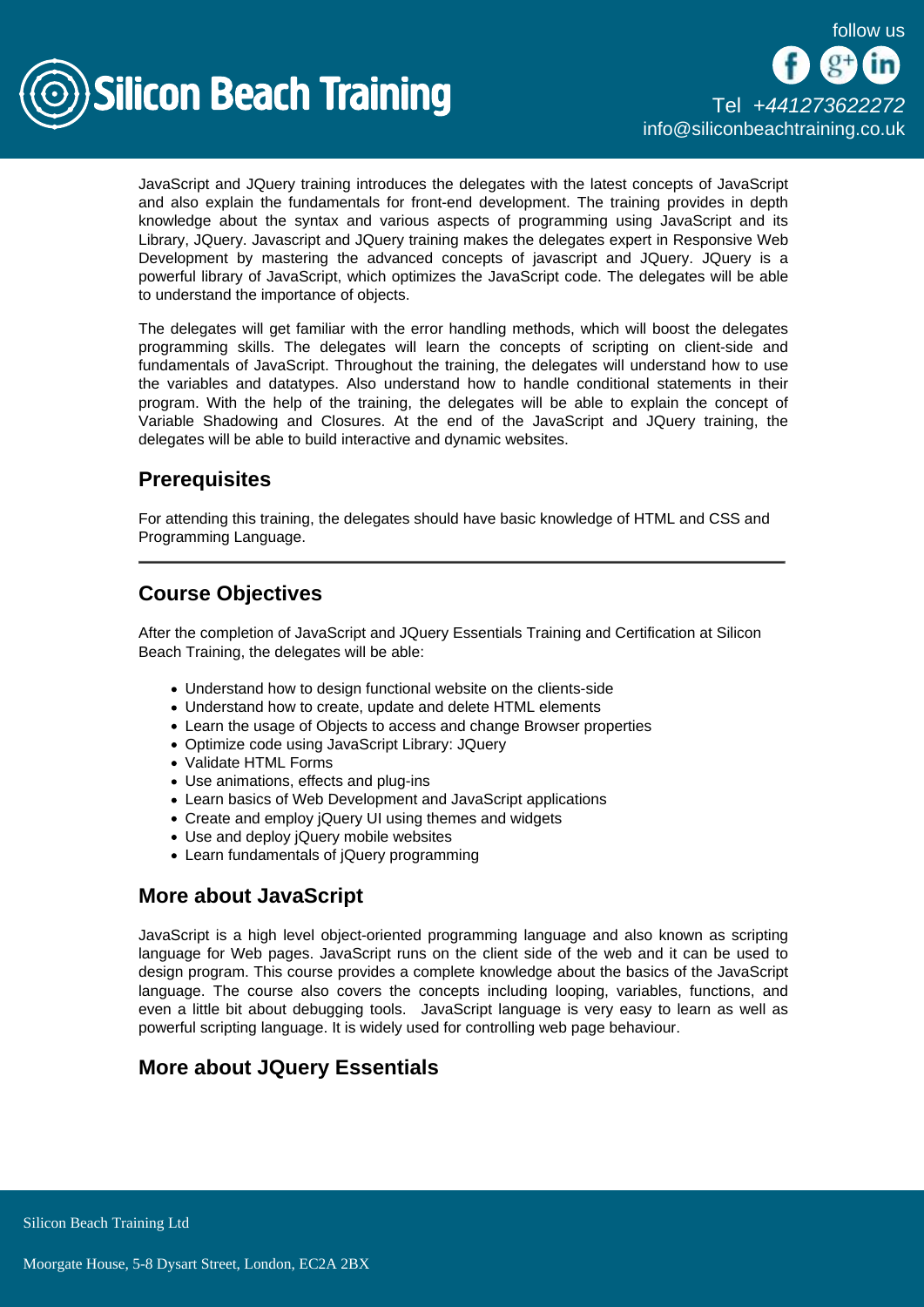JavaScript and JQuery training introduces the delegates with the latest concepts of JavaScript and also explain the fundamentals for front-end development. The training provides in depth knowledge about the syntax and various aspects of programming using JavaScript and its Library, JQuery. Javascript and JQuery training makes the delegates expert in Responsive Web Development by mastering the advanced concepts of javascript and JQuery. JQuery is a powerful library of JavaScript, which optimizes the JavaScript code. The delegates will be able to understand the importance of objects.

The delegates will get familiar with the error handling methods, which will boost the delegates programming skills. The delegates will learn the concepts of scripting on client-side and fundamentals of JavaScript. Throughout the training, the delegates will understand how to use the variables and datatypes. Also understand how to handle conditional statements in their program. With the help of the training, the delegates will be able to explain the concept of Variable Shadowing and Closures. At the end of the JavaScript and JQuery training, the delegates will be able to build interactive and dynamic websites.

## Prerequisites

For attending this training, the delegates should have basic knowledge of HTML and CSS and Programming Language.

---

## Course Objectives

After the completion of JavaScript and JQuery Essentials Training and Certification at Silicon Beach Training, the delegates will be able:

- Understand how to design functional website on the clients-side
- Understand how to create, update and delete HTML elements
- Learn the usage of Objects to access and change Browser properties
- Optimize code using JavaScript Library: JQuery
- Validate HTML Forms
- Use animations, effects and plug-ins
- Learn basics of Web Development and JavaScript applications
- Create and employ jQuery UI using themes and widgets
- Use and deploy jQuery mobile websites
- Learn fundamentals of jQuery programming

## More about JavaScript

JavaScript is a high level object-oriented programming language and also known as scripting language for Web pages. JavaScript runs on the client side of the web and it can be used to design program. This course provides a complete knowledge about the basics of the JavaScript language. The course also covers the concepts including looping, variables, functions, and even a little bit about debugging tools. JavaScript language is very easy to learn as well as powerful scripting language. It is widely used for controlling web page behaviour.

## More about JQuery Essentials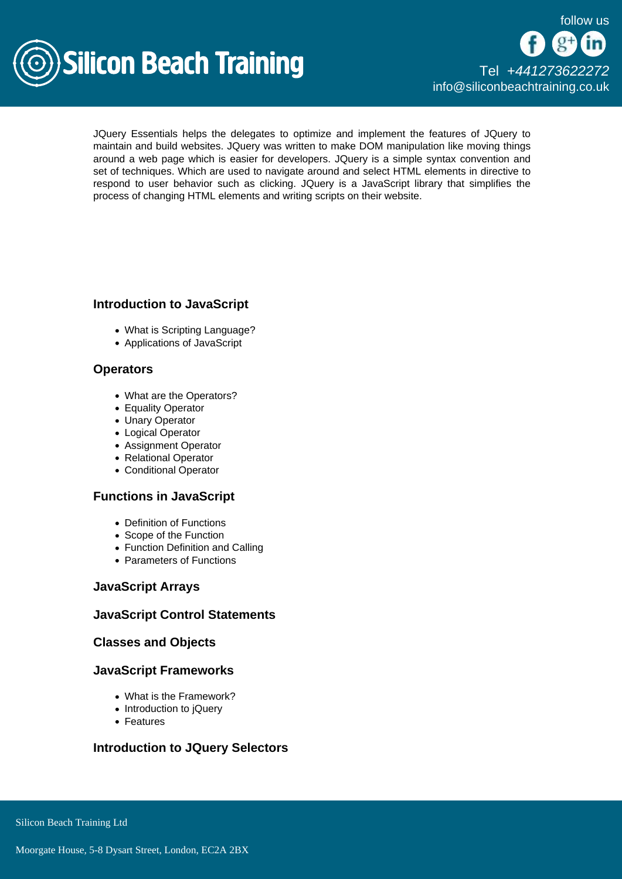JQuery Essentials helps the delegates to optimize and implement the features of JQuery to maintain and build websites. JQuery was written to make DOM manipulation like moving things around a web page which is easier for developers. JQuery is a simple syntax convention and set of techniques. Which are used to navigate around and select HTML elements in directive to respond to user behavior such as clicking. JQuery is a JavaScript library that simplifies the process of changing HTML elements and writing scripts on their website.

### Introduction to JavaScript

- What is Scripting Language?
- Applications of JavaScript

### Operators

- What are the Operators?
- Equality Operator
- Unary Operator
- Logical Operator
- Assignment Operator
- Relational Operator
- Conditional Operator

### Functions in JavaScript

- Definition of Functions
- Scope of the Function
- Function Definition and Calling
- Parameters of Functions

### JavaScript Arrays

### JavaScript Control Statements

### Classes and Objects

### JavaScript Frameworks

- What is the Framework?
- Introduction to jQuery
- Features

### Introduction to JQuery Selectors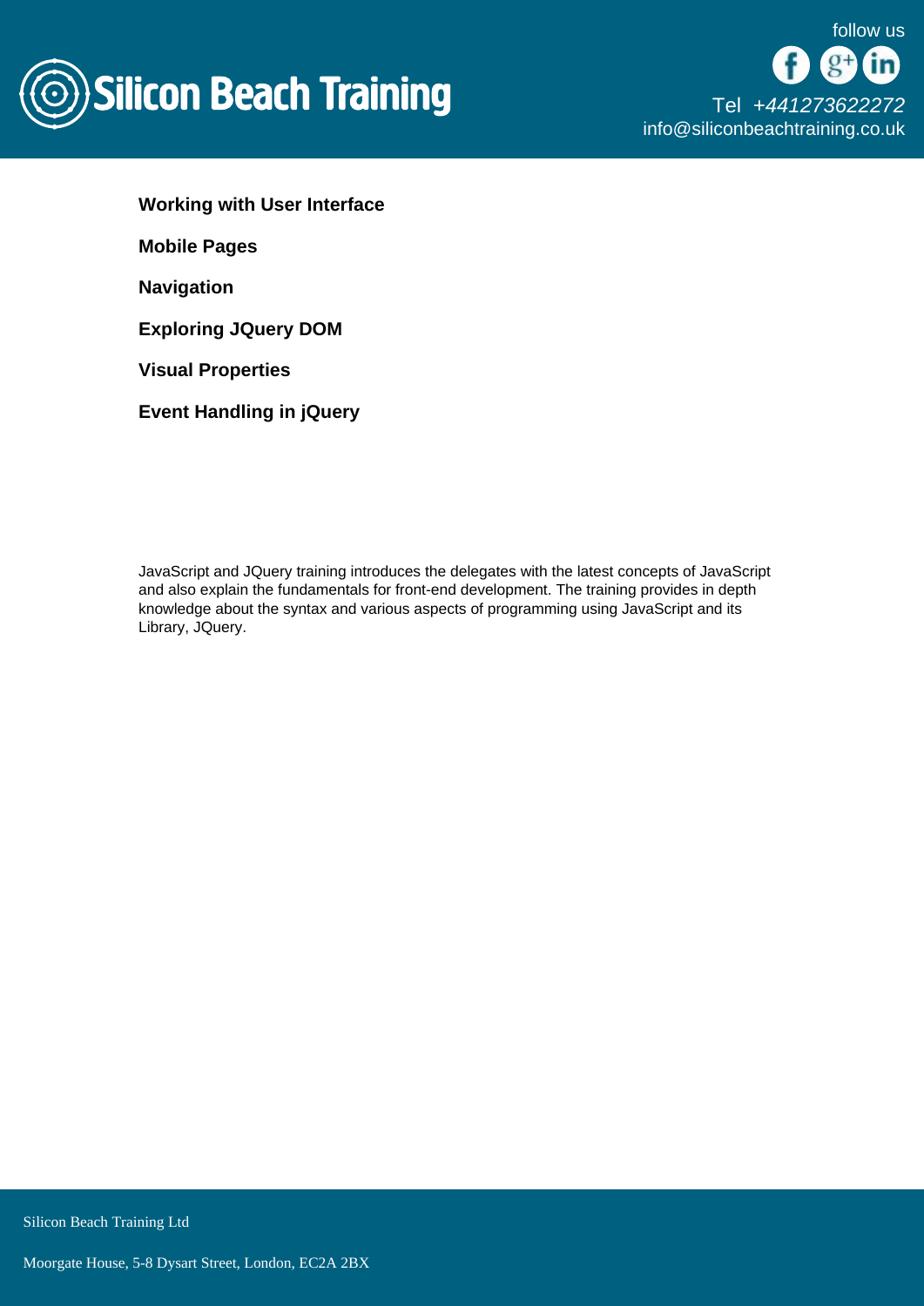**Working with User Interface**

**Mobile Pages**

**Navigation**

**Exploring JQuery DOM**

**Visual Properties**

**Event Handling in jQuery**

JavaScript and JQuery training introduces the delegates with the latest concepts of JavaScript and also explain the fundamentals for front-end development. The training provides in depth knowledge about the syntax and various aspects of programming using JavaScript and its Library, JQuery.